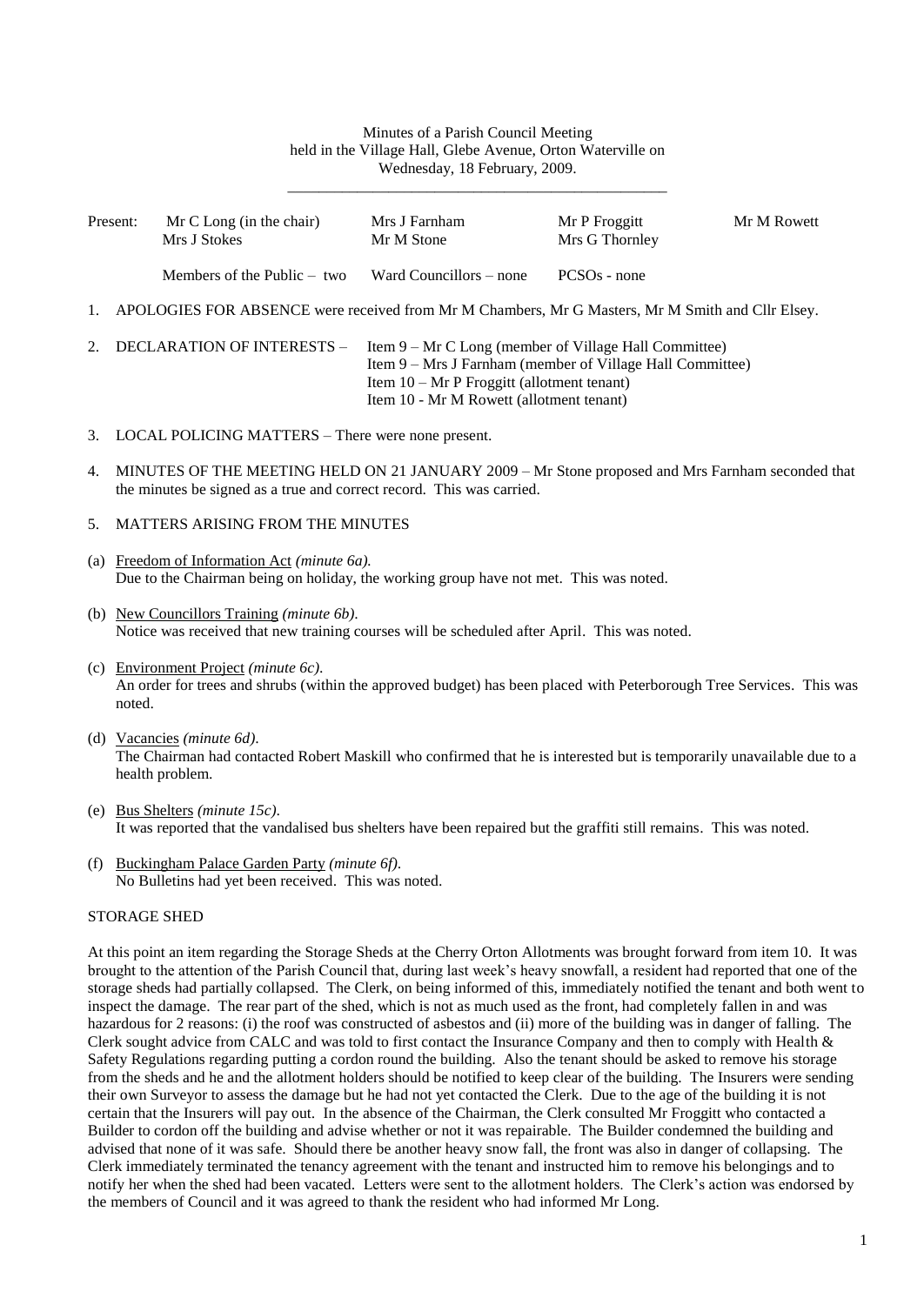Minutes of a Parish Council Meeting
held in the Village Hall, Glebe Avenue, Orton Waterville on
Wednesday, 18 February, 2009.

| Present: | Mr C Long (in the chair) | Mrs J Farnham | Mr P Froggitt | Mr M Rowett |
|---|---|---|---|---|
| | Mrs J Stokes | Mr M Stone | Mrs G Thornley | |
| | Members of the Public – two | Ward Councillors – none | PCSOs - none | |

1. APOLOGIES FOR ABSENCE were received from Mr M Chambers, Mr G Masters, Mr M Smith and Cllr Elsey.

2. DECLARATION OF INTERESTS – Item 9 – Mr C Long (member of Village Hall Committee)
   Item 9 – Mrs J Farnham (member of Village Hall Committee)
   Item 10 – Mr P Froggitt (allotment tenant)
   Item 10 - Mr M Rowett (allotment tenant)

3. LOCAL POLICING MATTERS – There were none present.

4. MINUTES OF THE MEETING HELD ON 21 JANUARY 2009 – Mr Stone proposed and Mrs Farnham seconded that the minutes be signed as a true and correct record. This was carried.

5. MATTERS ARISING FROM THE MINUTES

(a) Freedom of Information Act *(minute 6a).*
Due to the Chairman being on holiday, the working group have not met. This was noted.

(b) New Councillors Training *(minute 6b).*
Notice was received that new training courses will be scheduled after April. This was noted.

(c) Environment Project *(minute 6c).*
An order for trees and shrubs (within the approved budget) has been placed with Peterborough Tree Services. This was noted.

(d) Vacancies *(minute 6d).*
The Chairman had contacted Robert Maskill who confirmed that he is interested but is temporarily unavailable due to a health problem.

(e) Bus Shelters *(minute 15c).*
It was reported that the vandalised bus shelters have been repaired but the graffiti still remains. This was noted.

(f) Buckingham Palace Garden Party *(minute 6f).*
No Bulletins had yet been received. This was noted.

STORAGE SHED

At this point an item regarding the Storage Sheds at the Cherry Orton Allotments was brought forward from item 10. It was brought to the attention of the Parish Council that, during last week's heavy snowfall, a resident had reported that one of the storage sheds had partially collapsed. The Clerk, on being informed of this, immediately notified the tenant and both went to inspect the damage. The rear part of the shed, which is not as much used as the front, had completely fallen in and was hazardous for 2 reasons: (i) the roof was constructed of asbestos and (ii) more of the building was in danger of falling. The Clerk sought advice from CALC and was told to first contact the Insurance Company and then to comply with Health & Safety Regulations regarding putting a cordon round the building. Also the tenant should be asked to remove his storage from the sheds and he and the allotment holders should be notified to keep clear of the building. The Insurers were sending their own Surveyor to assess the damage but he had not yet contacted the Clerk. Due to the age of the building it is not certain that the Insurers will pay out. In the absence of the Chairman, the Clerk consulted Mr Froggitt who contacted a Builder to cordon off the building and advise whether or not it was repairable. The Builder condemned the building and advised that none of it was safe. Should there be another heavy snow fall, the front was also in danger of collapsing. The Clerk immediately terminated the tenancy agreement with the tenant and instructed him to remove his belongings and to notify her when the shed had been vacated. Letters were sent to the allotment holders. The Clerk's action was endorsed by the members of Council and it was agreed to thank the resident who had informed Mr Long.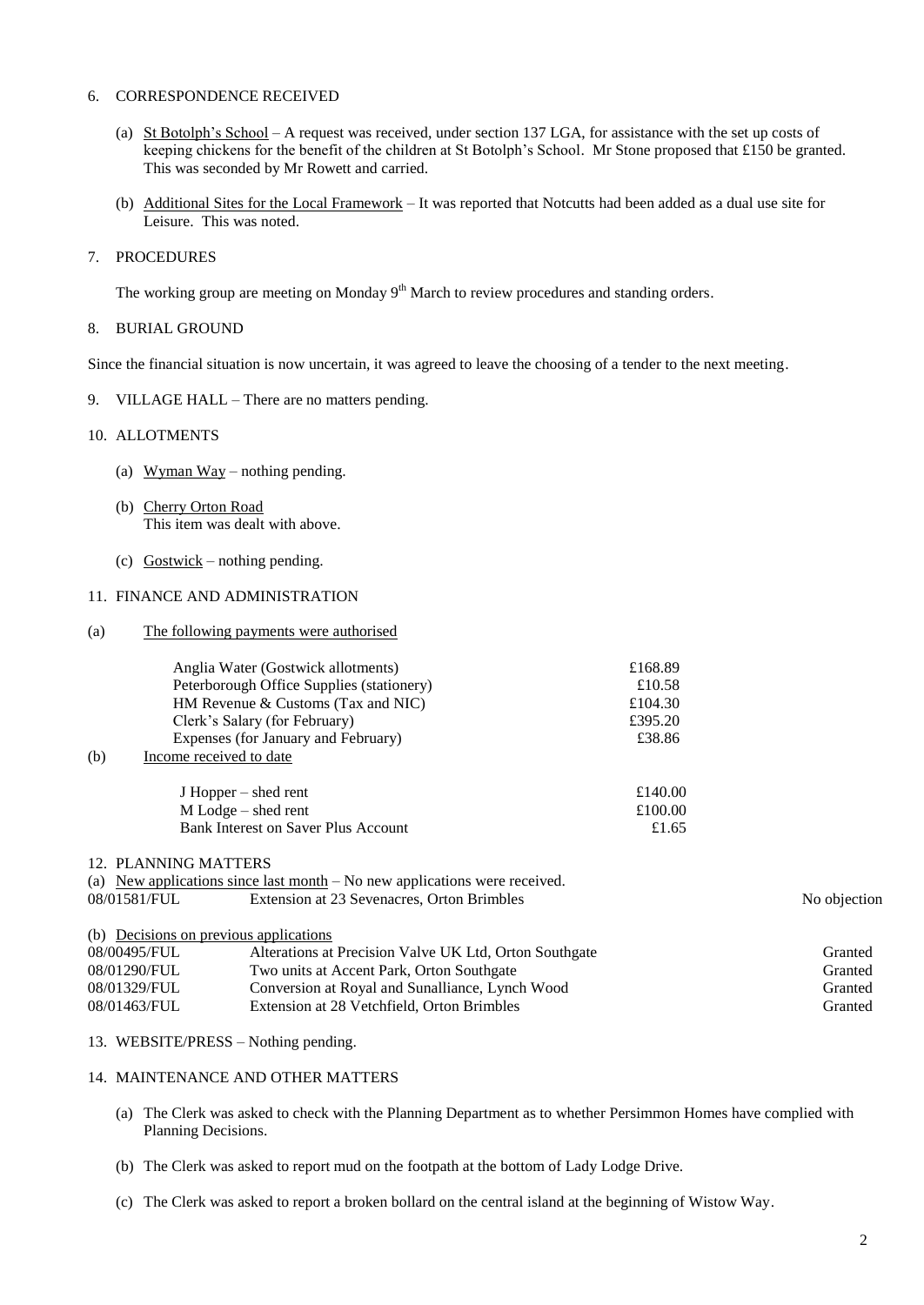6. CORRESPONDENCE RECEIVED

   (a) St Botolph's School – A request was received, under section 137 LGA, for assistance with the set up costs of keeping chickens for the benefit of the children at St Botolph's School. Mr Stone proposed that £150 be granted. This was seconded by Mr Rowett and carried.

   (b) Additional Sites for the Local Framework – It was reported that Notcutts had been added as a dual use site for Leisure. This was noted.

7. PROCEDURES

   The working group are meeting on Monday 9th March to review procedures and standing orders.

8. BURIAL GROUND

Since the financial situation is now uncertain, it was agreed to leave the choosing of a tender to the next meeting.

9. VILLAGE HALL – There are no matters pending.

10. ALLOTMENTS

    (a) Wyman Way – nothing pending.

    (b) Cherry Orton Road
    This item was dealt with above.

    (c) Gostwick – nothing pending.

11. FINANCE AND ADMINISTRATION

(a) The following payments were authorised

| | |
|---|---|
| Anglia Water (Gostwick allotments) | £168.89 |
| Peterborough Office Supplies (stationery) | £10.58 |
| HM Revenue & Customs (Tax and NIC) | £104.30 |
| Clerk's Salary (for February) | £395.20 |
| Expenses (for January and February) | £38.86 |

(b) Income received to date

| | |
|---|---|
| J Hopper – shed rent | £140.00 |
| M Lodge – shed rent | £100.00 |
| Bank Interest on Saver Plus Account | £1.65 |

12. PLANNING MATTERS

(a) New applications since last month – No new applications were received.

| | | |
|---|---|---|
| 08/01581/FUL | Extension at 23 Sevenacres, Orton Brimbles | No objection |

(b) Decisions on previous applications

| | | |
|---|---|---|
| 08/00495/FUL | Alterations at Precision Valve UK Ltd, Orton Southgate | Granted |
| 08/01290/FUL | Two units at Accent Park, Orton Southgate | Granted |
| 08/01329/FUL | Conversion at Royal and Sunalliance, Lynch Wood | Granted |
| 08/01463/FUL | Extension at 28 Vetchfield, Orton Brimbles | Granted |

13. WEBSITE/PRESS – Nothing pending.

14. MAINTENANCE AND OTHER MATTERS

    (a) The Clerk was asked to check with the Planning Department as to whether Persimmon Homes have complied with Planning Decisions.

    (b) The Clerk was asked to report mud on the footpath at the bottom of Lady Lodge Drive.

    (c) The Clerk was asked to report a broken bollard on the central island at the beginning of Wistow Way.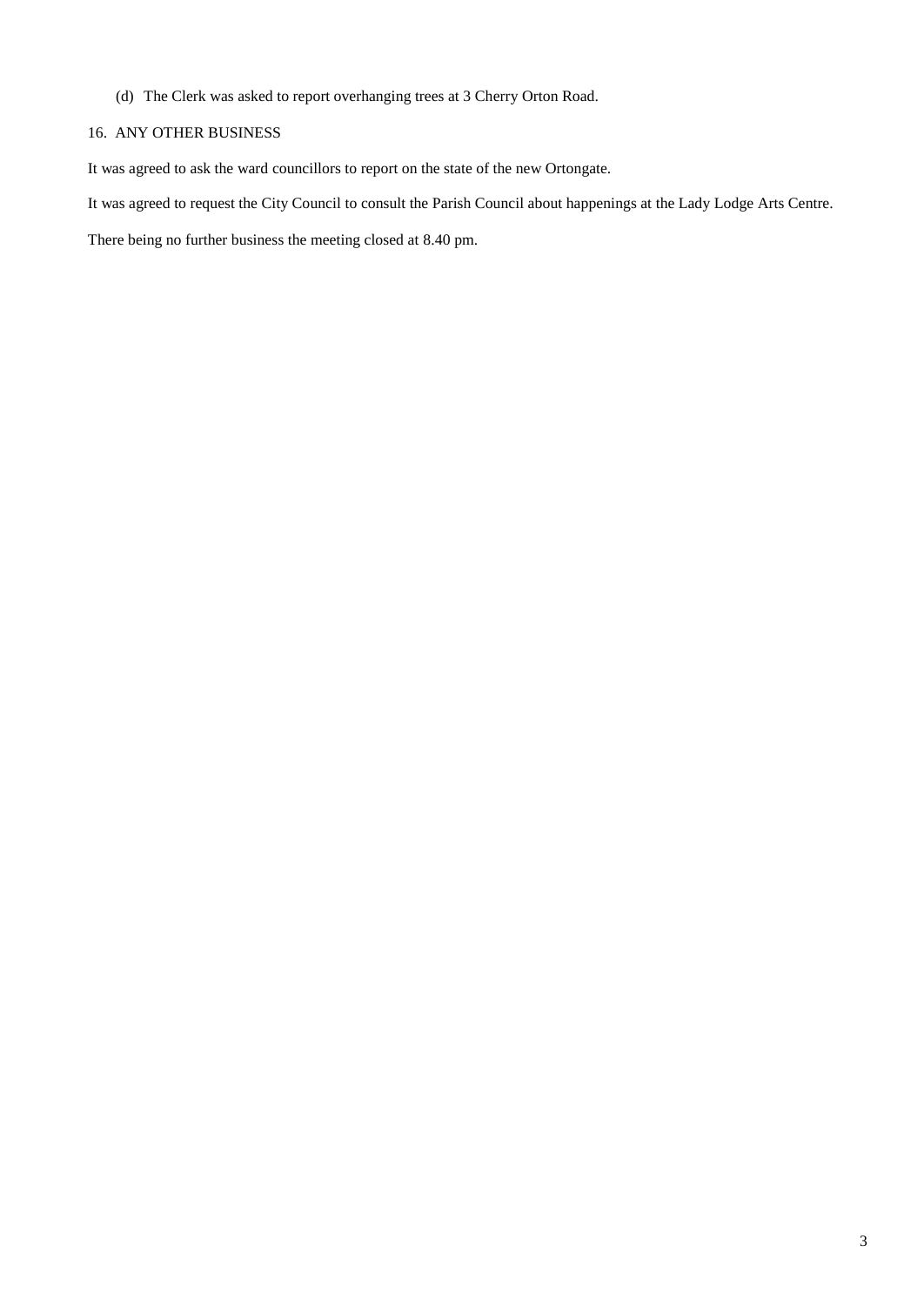(d) The Clerk was asked to report overhanging trees at 3 Cherry Orton Road.

16. ANY OTHER BUSINESS

It was agreed to ask the ward councillors to report on the state of the new Ortongate.

It was agreed to request the City Council to consult the Parish Council about happenings at the Lady Lodge Arts Centre.

There being no further business the meeting closed at 8.40 pm.